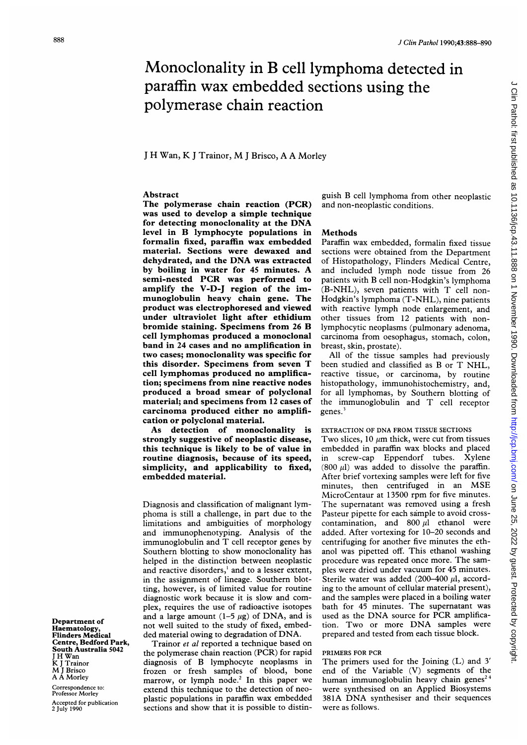# Monoclonality in B cell lymphoma detected in paraffin wax embedded sections using the polymerase chain reaction

J H Wan, K J Trainor, M J Brisco, A A Morley

## Abstract

**The polymerase chain reaction (PCR) was used to develop a simple technique for detecting monoclonality at the DNA level in B lymphocyte populations in formalin fixed, paraffin wax embedded material. Sections were dewaxed and dehydrated, and the DNA was extracted by boiling in water for 45 minutes. A semi-nested PCR was performed to amplify the V-D-J region of the immunoglobulin heavy chain gene. The product was electrophoresed and viewed under ultraviolet light after ethidium bromide staining. Specimens from 26 B cell lymphomas produced a monoclonal band in 24 cases and no amplification in two cases; monoclonality was specific for this disorder. Specimens from seven T cell lymphomas produced no amplification; specimens from nine reactive nodes produced a broad smear of polyclonal material; and specimens from 12 cases of carcinoma produced either no amplification or polyclonal material.**

**As detection of monoclonality is strongly suggestive of neoplastic disease, this technique is likely to be of value in routine diagnosis, because of its speed, simplicity, and applicability to fixed, embedded material.**

Diagnosis and classification of malignant lymphoma is still a challenge, in part due to the limitations and ambiguities of morphology and immunophenotyping. Analysis of the immunoglobulin and T cell receptor genes by Southern blotting to show monoclonality has helped in the distinction between neoplastic and reactive disorders,[1] and to a lesser extent, in the assignment of lineage. Southern blotting, however, is of limited value for routine diagnostic work because it is slow and complex, requires the use of radioactive isotopes and a large amount (1–5 μg) of DNA, and is not well suited to the study of fixed, embedded material owing to degradation of DNA.

Trainor *et al* reported a technique based on the polymerase chain reaction (PCR) for rapid diagnosis of B lymphocyte neoplasms in frozen or fresh samples of blood, bone marrow, or lymph node.[2] In this paper we extend this technique to the detection of neoplastic populations in paraffin wax embedded sections and show that it is possible to distinguish B cell lymphoma from other neoplastic and non-neoplastic conditions.

Department of Haematology, Flinders Medical Centre, Bedford Park, South Australia 5042
J H Wan
K J Trainor
M J Brisco
A A Morley

Correspondence to: Professor Morley

Accepted for publication 2 July 1990

## Methods

Paraffin wax embedded, formalin fixed tissue sections were obtained from the Department of Histopathology, Flinders Medical Centre, and included lymph node tissue from 26 patients with B cell non-Hodgkin's lymphoma (B-NHL), seven patients with T cell non-Hodgkin's lymphoma (T-NHL), nine patients with reactive lymph node enlargement, and other tissues from 12 patients with non-lymphocytic neoplasms (pulmonary adenoma, carcinoma from oesophagus, stomach, colon, breast, skin, prostate).

All of the tissue samples had previously been studied and classified as B or T NHL, reactive tissue, or carcinoma, by routine histopathology, immunohistochemistry, and, for all lymphomas, by Southern blotting of the immunoglobulin and T cell receptor genes.[3]

### EXTRACTION OF DNA FROM TISSUE SECTIONS

Two slices, 10 μm thick, were cut from tissues embedded in paraffin wax blocks and placed in screw-cap Eppendorf tubes. Xylene (800 μl) was added to dissolve the paraffin. After brief vortexing samples were left for five minutes, then centrifuged in an MSE MicroCentaur at 13500 rpm for five minutes. The supernatant was removed using a fresh Pasteur pipette for each sample to avoid cross-contamination, and 800 μl ethanol were added. After vortexing for 10–20 seconds and centrifuging for another five minutes the ethanol was pipetted off. This ethanol washing procedure was repeated once more. The samples were dried under vacuum for 45 minutes. Sterile water was added (200–400 μl, according to the amount of cellular material present), and the samples were placed in a boiling water bath for 45 minutes. The supernatant was used as the DNA source for PCR amplification. Two or more DNA samples were prepared and tested from each tissue block.

### PRIMERS FOR PCR

The primers used for the Joining (L) and 3′ end of the Variable (V) segments of the human immunoglobulin heavy chain genes[2,4] were synthesised on an Applied Biosystems 381A DNA synthesiser and their sequences were as follows.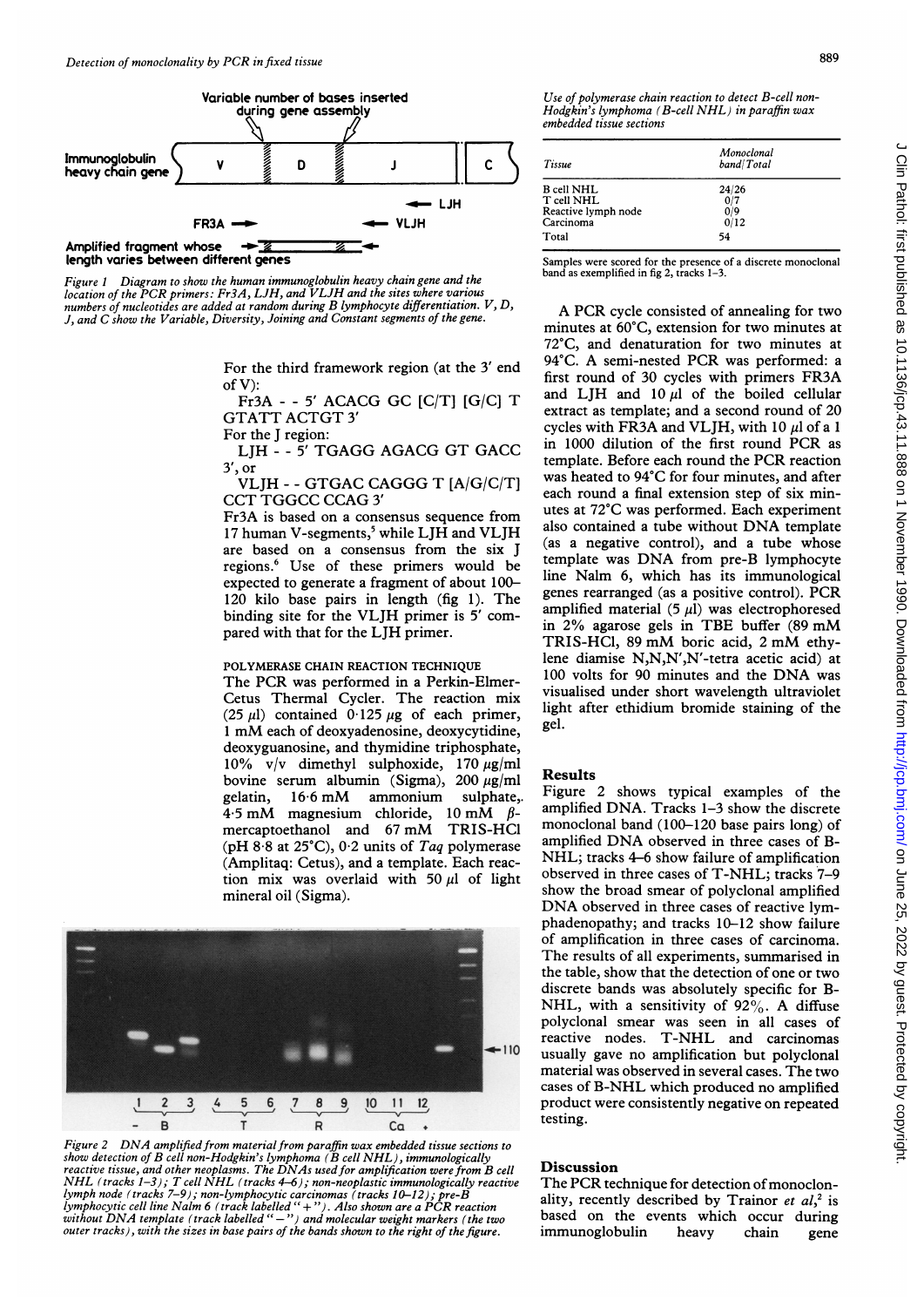Variable number of bases inserted during gene assembly

Figure 1 Diagram to show the human immunoglobulin heavy chain gene and the location of the PCR primers: Fr3A, LJH, and VLJH and the sites where various numbers of nucleotides are added at random during B lymphocyte differentiation. V, D, J, and C show the Variable, Diversity, Joining and Constant segments of the gene.

For the third framework region (at the 3′ end of V):

Fr3A - - 5′ ACACG GC [C/T] [G/C] T GTATT ACTGT 3′

For the J region:

LJH - - 5′ TGAGG AGACG GT GACC 3′, or

VLJH - - GTGAC CAGGG T [A/G/C/T] CCT TGGCC CCAG 3′

Fr3A is based on a consensus sequence from 17 human V-segments,[5] while LJH and VLJH are based on a consensus from the six J regions.[6] Use of these primers would be expected to generate a fragment of about 100–120 kilo base pairs in length (fig 1). The binding site for the VLJH primer is 5′ compared with that for the LJH primer.

### POLYMERASE CHAIN REACTION TECHNIQUE

The PCR was performed in a Perkin-Elmer-Cetus Thermal Cycler. The reaction mix (25 μl) contained 0·125 μg of each primer, 1 mM each of deoxyadenosine, deoxycytidine, deoxyguanosine, and thymidine triphosphate, 10% v/v dimethyl sulphoxide, 170 μg/ml bovine serum albumin (Sigma), 200 μg/ml gelatin, 16·6 mM ammonium sulphate, 4·5 mM magnesium chloride, 10 mM β-mercaptoethanol and 67 mM TRIS-HCl (pH 8·8 at 25°C), 0·2 units of *Taq* polymerase (Amplitaq: Cetus), and a template. Each reaction mix was overlaid with 50 μl of light mineral oil (Sigma).

Figure 2 DNA amplified from material from paraffin wax embedded tissue sections to show detection of B cell non-Hodgkin's lymphoma (B cell NHL), immunologically reactive tissue, and other neoplasms. The DNAs used for amplification were from B cell NHL (tracks 1–3); T cell NHL (tracks 4–6); non-neoplastic immunologically reactive lymph node (tracks 7–9); non-lymphocytic carcinomas (tracks 10–12); pre-B lymphocytic cell line Nalm 6 (track labelled "+"). Also shown are a PCR reaction without DNA template (track labelled "−") and molecular weight markers (the two outer tracks), with the sizes in base pairs of the bands shown to the right of the figure.

*Use of polymerase chain reaction to detect B-cell non-Hodgkin's lymphoma (B-cell NHL) in paraffin wax embedded tissue sections*

| Tissue | Monoclonal band/Total |
|---|---|
| B cell NHL | 24/26 |
| T cell NHL | 0/7 |
| Reactive lymph node | 0/9 |
| Carcinoma | 0/12 |
| Total | 54 |

Samples were scored for the presence of a discrete monoclonal band as exemplified in fig 2, tracks 1–3.

A PCR cycle consisted of annealing for two minutes at 60°C, extension for two minutes at 72°C, and denaturation for two minutes at 94°C. A semi-nested PCR was performed: a first round of 30 cycles with primers FR3A and LJH and 10 μl of the boiled cellular extract as template; and a second round of 20 cycles with FR3A and VLJH, with 10 μl of a 1 in 1000 dilution of the first round PCR as template. Before each round the PCR reaction was heated to 94°C for four minutes, and after each round a final extension step of six minutes at 72°C was performed. Each experiment also contained a tube without DNA template (as a negative control), and a tube whose template was DNA from pre-B lymphocyte line Nalm 6, which has its immunological genes rearranged (as a positive control). PCR amplified material (5 μl) was electrophoresed in 2% agarose gels in TBE buffer (89 mM TRIS-HCl, 89 mM boric acid, 2 mM ethylene diamise N,N,N′,N′-tetra acetic acid) at 100 volts for 90 minutes and the DNA was visualised under short wavelength ultraviolet light after ethidium bromide staining of the gel.

## Results

Figure 2 shows typical examples of the amplified DNA. Tracks 1–3 show the discrete monoclonal band (100–120 base pairs long) of amplified DNA observed in three cases of B-NHL; tracks 4–6 show failure of amplification observed in three cases of T-NHL; tracks 7–9 show the broad smear of polyclonal amplified DNA observed in three cases of reactive lymphadenopathy; and tracks 10–12 show failure of amplification in three cases of carcinoma. The results of all experiments, summarised in the table, show that the detection of one or two discrete bands was absolutely specific for B-NHL, with a sensitivity of 92%. A diffuse polyclonal smear was seen in all cases of reactive nodes. T-NHL and carcinomas usually gave no amplification but polyclonal material was observed in several cases. The two cases of B-NHL which produced no amplified product were consistently negative on repeated testing.

## Discussion

The PCR technique for detection of monoclonality, recently described by Trainor *et al*,[2] is based on the events which occur during immunoglobulin heavy chain gene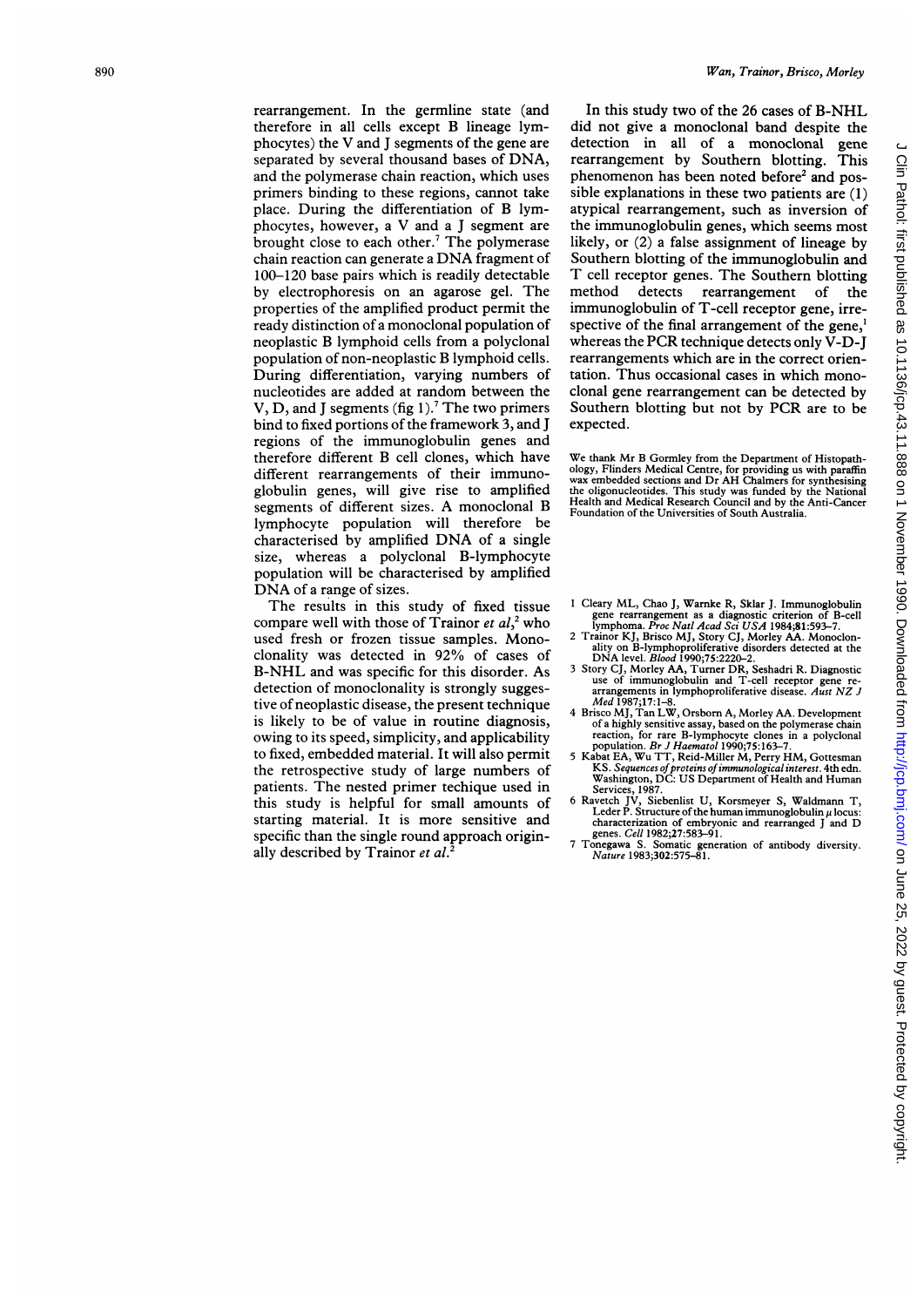rearrangement. In the germline state (and therefore in all cells except B lineage lymphocytes) the V and J segments of the gene are separated by several thousand bases of DNA, and the polymerase chain reaction, which uses primers binding to these regions, cannot take place. During the differentiation of B lymphocytes, however, a V and a J segment are brought close to each other.[7] The polymerase chain reaction can generate a DNA fragment of 100–120 base pairs which is readily detectable by electrophoresis on an agarose gel. The properties of the amplified product permit the ready distinction of a monoclonal population of neoplastic B lymphoid cells from a polyclonal population of non-neoplastic B lymphoid cells. During differentiation, varying numbers of nucleotides are added at random between the V, D, and J segments (fig 1).[7] The two primers bind to fixed portions of the framework 3, and J regions of the immunoglobulin genes and therefore different B cell clones, which have different rearrangements of their immunoglobulin genes, will give rise to amplified segments of different sizes. A monoclonal B lymphocyte population will therefore be characterised by amplified DNA of a single size, whereas a polyclonal B-lymphocyte population will be characterised by amplified DNA of a range of sizes.

The results in this study of fixed tissue compare well with those of Trainor *et al*,[2] who used fresh or frozen tissue samples. Monoclonality was detected in 92% of cases of B-NHL and was specific for this disorder. As detection of monoclonality is strongly suggestive of neoplastic disease, the present technique is likely to be of value in routine diagnosis, owing to its speed, simplicity, and applicability to fixed, embedded material. It will also permit the retrospective study of large numbers of patients. The nested primer techique used in this study is helpful for small amounts of starting material. It is more sensitive and specific than the single round approach originally described by Trainor *et al.*[2]

In this study two of the 26 cases of B-NHL did not give a monoclonal band despite the detection in all of a monoclonal gene rearrangement by Southern blotting. This phenomenon has been noted before[2] and possible explanations in these two patients are (1) atypical rearrangement, such as inversion of the immunoglobulin genes, which seems most likely, or (2) a false assignment of lineage by Southern blotting of the immunoglobulin and T cell receptor genes. The Southern blotting method detects rearrangement of the immunoglobulin of T-cell receptor gene, irrespective of the final arrangement of the gene,[1] whereas the PCR technique detects only V-D-J rearrangements which are in the correct orientation. Thus occasional cases in which monoclonal gene rearrangement can be detected by Southern blotting but not by PCR are to be expected.

We thank Mr B Gormley from the Department of Histopathology, Flinders Medical Centre, for providing us with paraffin wax embedded sections and Dr AH Chalmers for synthesising the oligonucleotides. This study was funded by the National Health and Medical Research Council and by the Anti-Cancer Foundation of the Universities of South Australia.

1 Cleary ML, Chao J, Warnke R, Sklar J. Immunoglobulin gene rearrangement as a diagnostic criterion of B-cell lymphoma. *Proc Natl Acad Sci USA* 1984;81:593–7.
2 Trainor KJ, Brisco MJ, Story CJ, Morley AA. Monoclonality on B-lymphoproliferative disorders detected at the DNA level. *Blood* 1990;75:2220–2.
3 Story CJ, Morley AA, Turner DR, Seshadri R. Diagnostic use of immunoglobulin and T-cell receptor gene rearrangements in lymphoproliferative disease. *Aust NZ J Med* 1987;17:1–8.
4 Brisco MJ, Tan LW, Orsborn A, Morley AA. Development of a highly sensitive assay, based on the polymerase chain reaction, for rare B-lymphocyte clones in a polyclonal population. *Br J Haematol* 1990;75:163–7.
5 Kabat EA, Wu TT, Reid-Miller M, Perry HM, Gottesman KS. *Sequences of proteins of immunological interest*. 4th edn. Washington, DC: US Department of Health and Human Services, 1987.
6 Ravetch JV, Siebenlist U, Korsmeyer S, Waldmann T, Leder P. Structure of the human immunoglobulin $\mu$ locus: characterization of embryonic and rearranged J and D genes. *Cell* 1982;27:583–91.
7 Tonegawa S. Somatic generation of antibody diversity. *Nature* 1983;302:575–81.